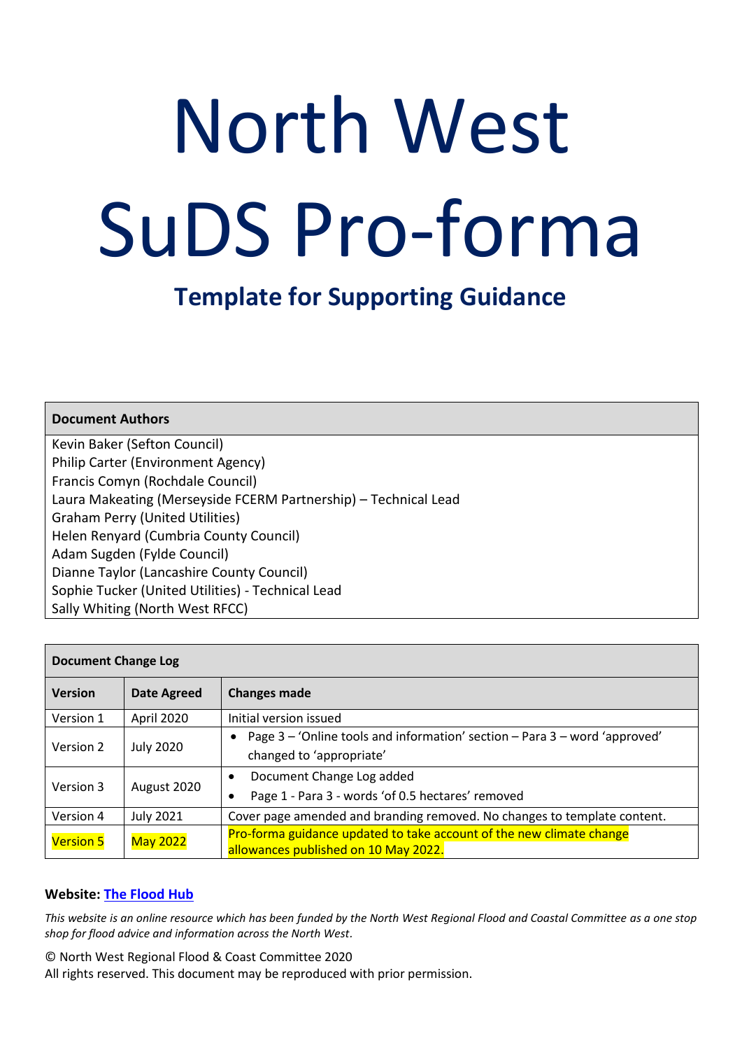# North West SuDS Pro-forma

## Template for Supporting Guidance

| Document Authors |
| --- |
| Kevin Baker (Sefton Council)<br>Philip Carter (Environment Agency)<br>Francis Comyn (Rochdale Council)<br>Laura Makeating (Merseyside FCERM Partnership) – Technical Lead<br>Graham Perry (United Utilities)<br>Helen Renyard (Cumbria County Council)<br>Adam Sugden (Fylde Council)<br>Dianne Taylor (Lancashire County Council)<br>Sophie Tucker (United Utilities) - Technical Lead<br>Sally Whiting (North West RFCC) |

| Document Change Log | | |
| --- | --- | --- |
| **Version** | **Date Agreed** | **Changes made** |
| Version 1 | April 2020 | Initial version issued |
| Version 2 | July 2020 | • Page 3 – 'Online tools and information' section – Para 3 – word 'approved' changed to 'appropriate' |
| Version 3 | August 2020 | • Document Change Log added<br>• Page 1 - Para 3 - words 'of 0.5 hectares' removed |
| Version 4 | July 2021 | Cover page amended and branding removed. No changes to template content. |
| Version 5 | May 2022 | Pro-forma guidance updated to take account of the new climate change allowances published on 10 May 2022. |

**Website: The Flood Hub**

*This website is an online resource which has been funded by the North West Regional Flood and Coastal Committee as a one stop shop for flood advice and information across the North West.*

© North West Regional Flood & Coast Committee 2020
All rights reserved. This document may be reproduced with prior permission.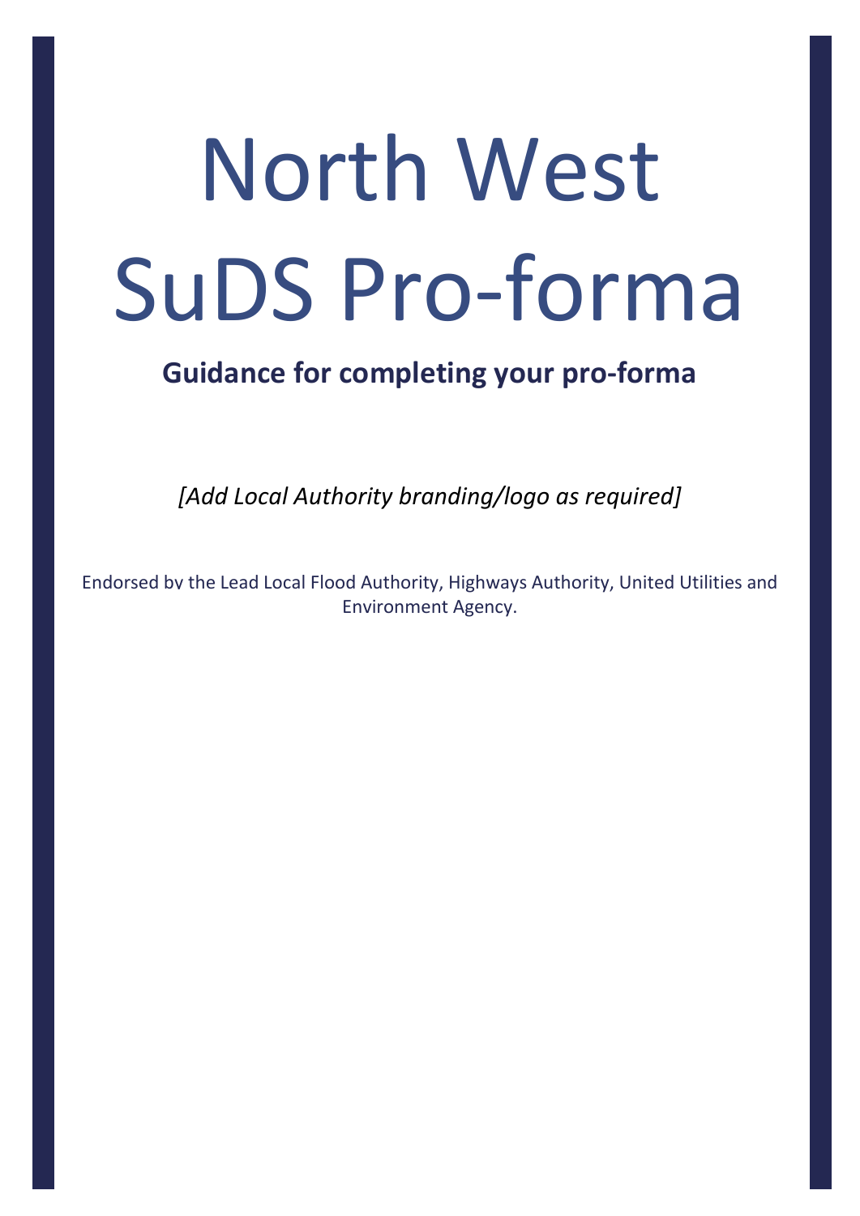# North West SuDS Pro-forma

**Guidance for completing your pro-forma**

*[Add Local Authority branding/logo as required]*

Endorsed by the Lead Local Flood Authority, Highways Authority, United Utilities and Environment Agency.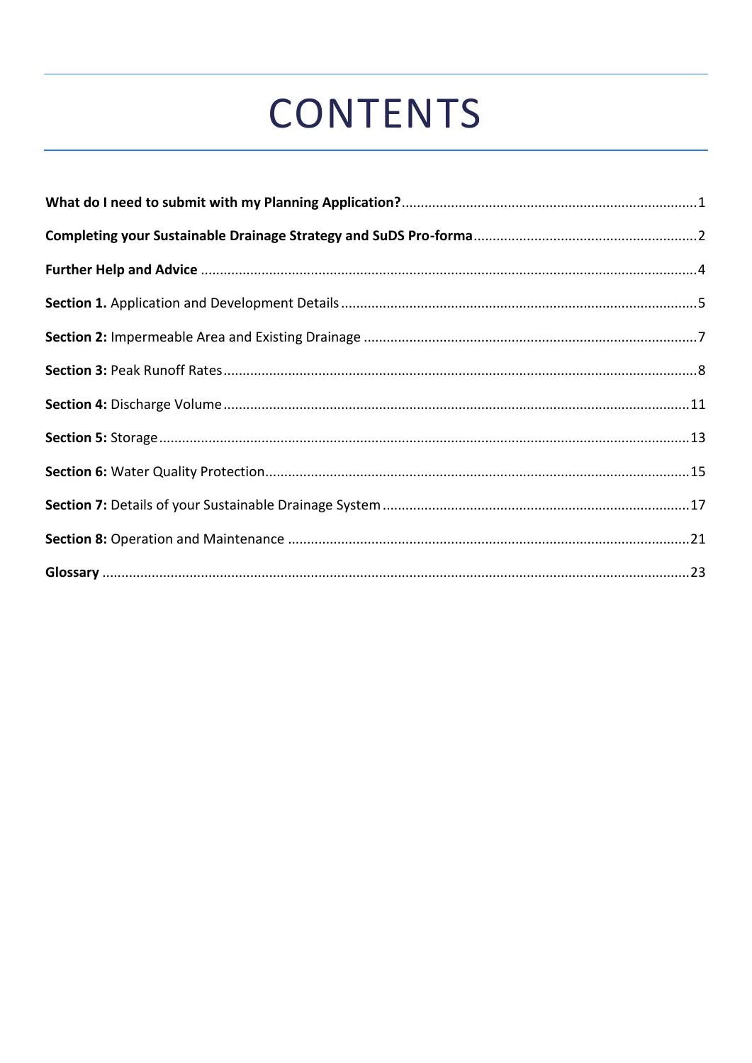# CONTENTS

**What do I need to submit with my Planning Application?** .......... 1

**Completing your Sustainable Drainage Strategy and SuDS Pro-forma** .......... 2

**Further Help and Advice** .......... 4

**Section 1.** Application and Development Details .......... 5

**Section 2:** Impermeable Area and Existing Drainage .......... 7

**Section 3:** Peak Runoff Rates .......... 8

**Section 4:** Discharge Volume .......... 11

**Section 5:** Storage .......... 13

**Section 6:** Water Quality Protection .......... 15

**Section 7:** Details of your Sustainable Drainage System .......... 17

**Section 8:** Operation and Maintenance .......... 21

**Glossary** .......... 23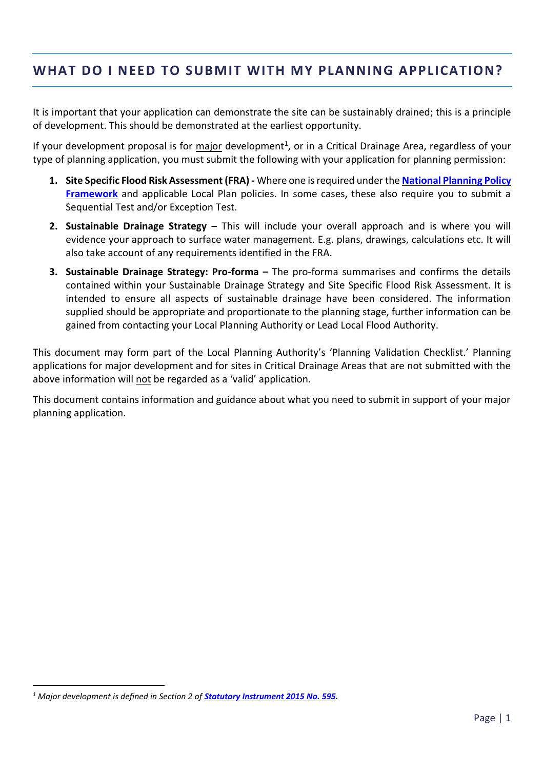## WHAT DO I NEED TO SUBMIT WITH MY PLANNING APPLICATION?

It is important that your application can demonstrate the site can be sustainably drained; this is a principle of development. This should be demonstrated at the earliest opportunity.

If your development proposal is for major development[1], or in a Critical Drainage Area, regardless of your type of planning application, you must submit the following with your application for planning permission:

1. **Site Specific Flood Risk Assessment (FRA) -** Where one is required under the **National Planning Policy Framework** and applicable Local Plan policies. In some cases, these also require you to submit a Sequential Test and/or Exception Test.
2. **Sustainable Drainage Strategy –** This will include your overall approach and is where you will evidence your approach to surface water management. E.g. plans, drawings, calculations etc. It will also take account of any requirements identified in the FRA.
3. **Sustainable Drainage Strategy: Pro-forma –** The pro-forma summarises and confirms the details contained within your Sustainable Drainage Strategy and Site Specific Flood Risk Assessment. It is intended to ensure all aspects of sustainable drainage have been considered. The information supplied should be appropriate and proportionate to the planning stage, further information can be gained from contacting your Local Planning Authority or Lead Local Flood Authority.

This document may form part of the Local Planning Authority's 'Planning Validation Checklist.' Planning applications for major development and for sites in Critical Drainage Areas that are not submitted with the above information will not be regarded as a 'valid' application.

This document contains information and guidance about what you need to submit in support of your major planning application.

---

[1] *Major development is defined in Section 2 of **Statutory Instrument 2015 No. 595**.*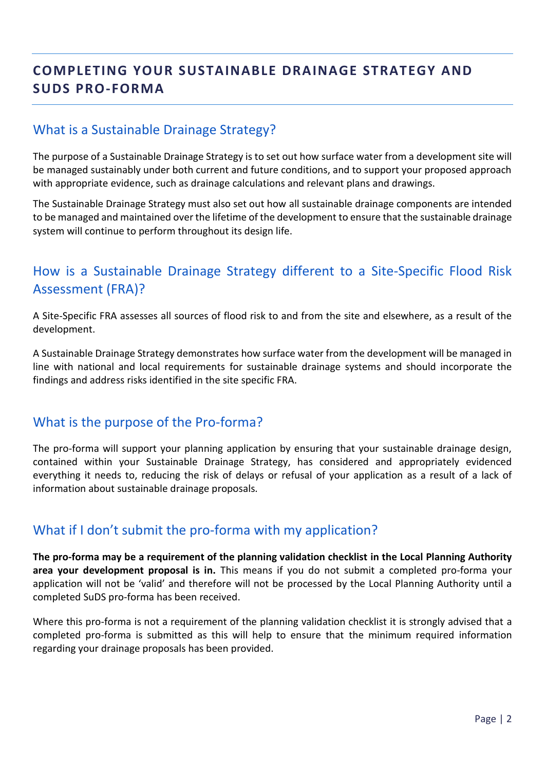# COMPLETING YOUR SUSTAINABLE DRAINAGE STRATEGY AND SUDS PRO-FORMA

## What is a Sustainable Drainage Strategy?

The purpose of a Sustainable Drainage Strategy is to set out how surface water from a development site will be managed sustainably under both current and future conditions, and to support your proposed approach with appropriate evidence, such as drainage calculations and relevant plans and drawings.

The Sustainable Drainage Strategy must also set out how all sustainable drainage components are intended to be managed and maintained over the lifetime of the development to ensure that the sustainable drainage system will continue to perform throughout its design life.

## How is a Sustainable Drainage Strategy different to a Site-Specific Flood Risk Assessment (FRA)?

A Site-Specific FRA assesses all sources of flood risk to and from the site and elsewhere, as a result of the development.

A Sustainable Drainage Strategy demonstrates how surface water from the development will be managed in line with national and local requirements for sustainable drainage systems and should incorporate the findings and address risks identified in the site specific FRA.

## What is the purpose of the Pro-forma?

The pro-forma will support your planning application by ensuring that your sustainable drainage design, contained within your Sustainable Drainage Strategy, has considered and appropriately evidenced everything it needs to, reducing the risk of delays or refusal of your application as a result of a lack of information about sustainable drainage proposals.

## What if I don't submit the pro-forma with my application?

**The pro-forma may be a requirement of the planning validation checklist in the Local Planning Authority area your development proposal is in.** This means if you do not submit a completed pro-forma your application will not be 'valid' and therefore will not be processed by the Local Planning Authority until a completed SuDS pro-forma has been received.

Where this pro-forma is not a requirement of the planning validation checklist it is strongly advised that a completed pro-forma is submitted as this will help to ensure that the minimum required information regarding your drainage proposals has been provided.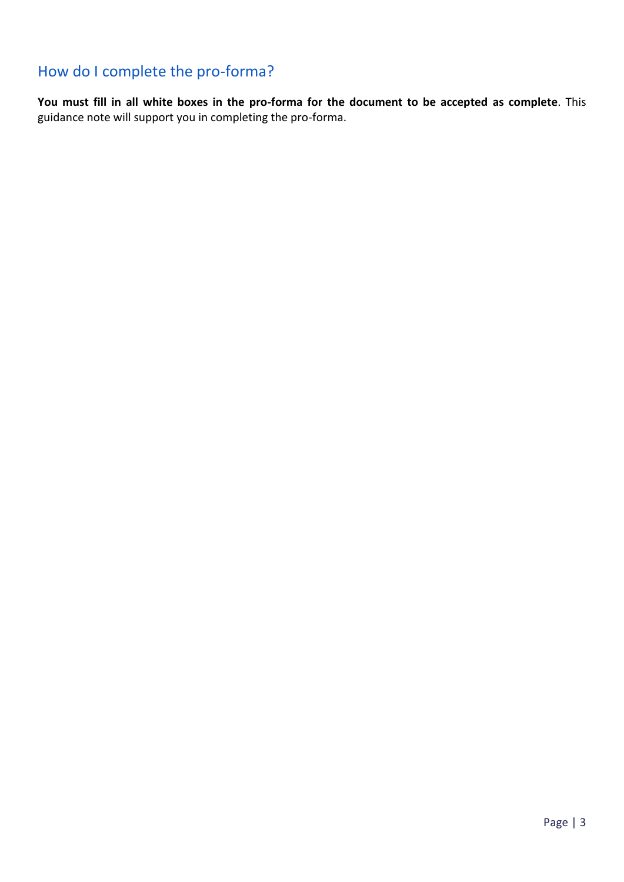## How do I complete the pro-forma?

**You must fill in all white boxes in the pro-forma for the document to be accepted as complete**. This guidance note will support you in completing the pro-forma.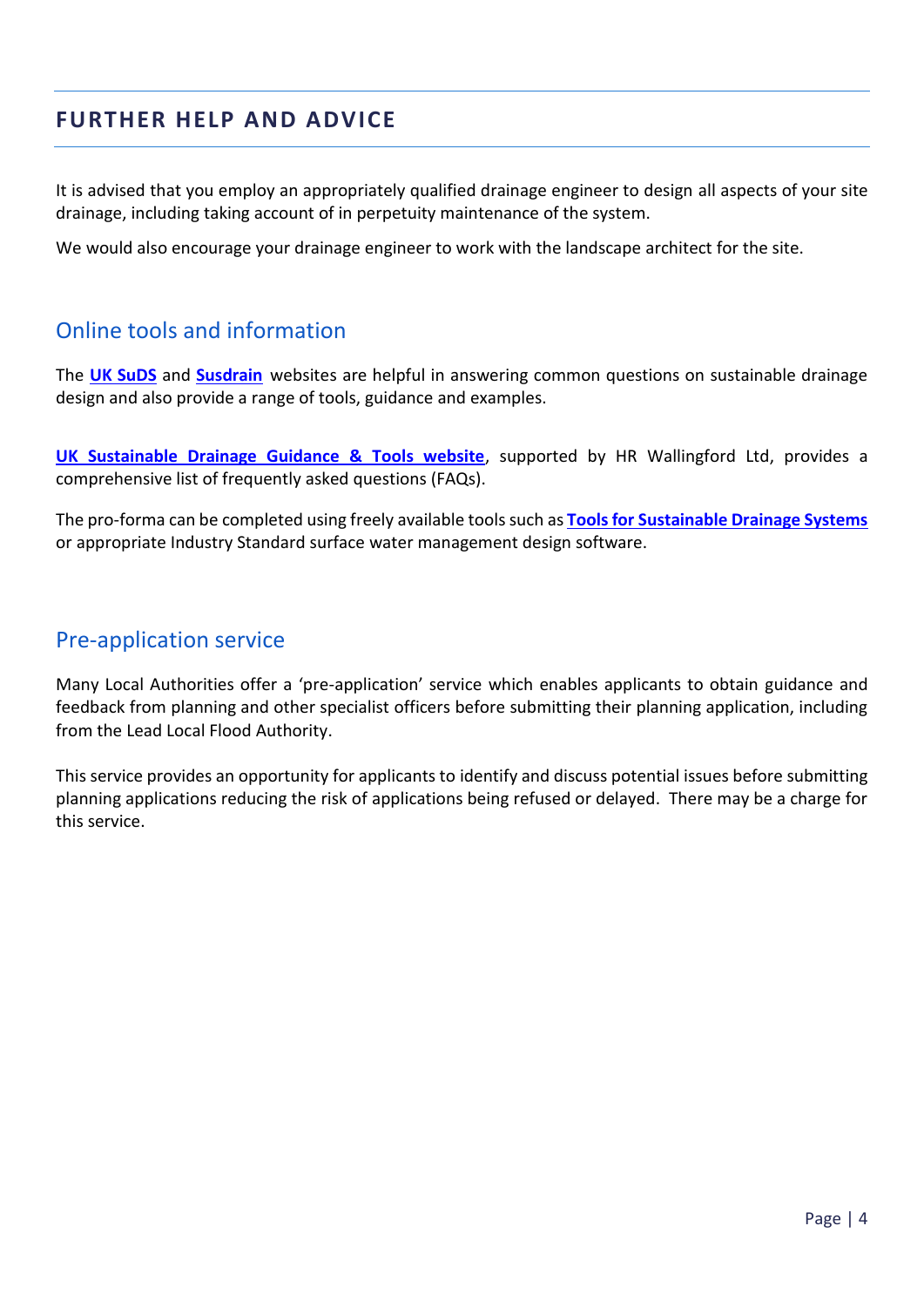## FURTHER HELP AND ADVICE

It is advised that you employ an appropriately qualified drainage engineer to design all aspects of your site drainage, including taking account of in perpetuity maintenance of the system.

We would also encourage your drainage engineer to work with the landscape architect for the site.

### Online tools and information

The **UK SuDS** and **Susdrain** websites are helpful in answering common questions on sustainable drainage design and also provide a range of tools, guidance and examples.

**UK Sustainable Drainage Guidance & Tools website**, supported by HR Wallingford Ltd, provides a comprehensive list of frequently asked questions (FAQs).

The pro-forma can be completed using freely available tools such as **Tools for Sustainable Drainage Systems** or appropriate Industry Standard surface water management design software.

### Pre-application service

Many Local Authorities offer a 'pre-application' service which enables applicants to obtain guidance and feedback from planning and other specialist officers before submitting their planning application, including from the Lead Local Flood Authority.

This service provides an opportunity for applicants to identify and discuss potential issues before submitting planning applications reducing the risk of applications being refused or delayed. There may be a charge for this service.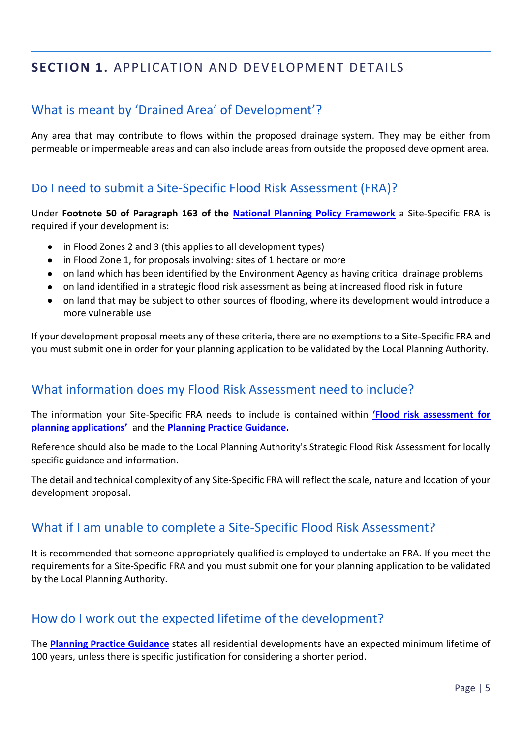## SECTION 1. APPLICATION AND DEVELOPMENT DETAILS

### What is meant by 'Drained Area' of Development'?

Any area that may contribute to flows within the proposed drainage system. They may be either from permeable or impermeable areas and can also include areas from outside the proposed development area.

### Do I need to submit a Site-Specific Flood Risk Assessment (FRA)?

Under **Footnote 50 of Paragraph 163 of the National Planning Policy Framework** a Site-Specific FRA is required if your development is:

- in Flood Zones 2 and 3 (this applies to all development types)
- in Flood Zone 1, for proposals involving: sites of 1 hectare or more
- on land which has been identified by the Environment Agency as having critical drainage problems
- on land identified in a strategic flood risk assessment as being at increased flood risk in future
- on land that may be subject to other sources of flooding, where its development would introduce a more vulnerable use

If your development proposal meets any of these criteria, there are no exemptions to a Site-Specific FRA and you must submit one in order for your planning application to be validated by the Local Planning Authority.

### What information does my Flood Risk Assessment need to include?

The information your Site-Specific FRA needs to include is contained within **'Flood risk assessment for planning applications'** and the **Planning Practice Guidance.**

Reference should also be made to the Local Planning Authority's Strategic Flood Risk Assessment for locally specific guidance and information.

The detail and technical complexity of any Site-Specific FRA will reflect the scale, nature and location of your development proposal.

### What if I am unable to complete a Site-Specific Flood Risk Assessment?

It is recommended that someone appropriately qualified is employed to undertake an FRA. If you meet the requirements for a Site-Specific FRA and you must submit one for your planning application to be validated by the Local Planning Authority.

### How do I work out the expected lifetime of the development?

The **Planning Practice Guidance** states all residential developments have an expected minimum lifetime of 100 years, unless there is specific justification for considering a shorter period.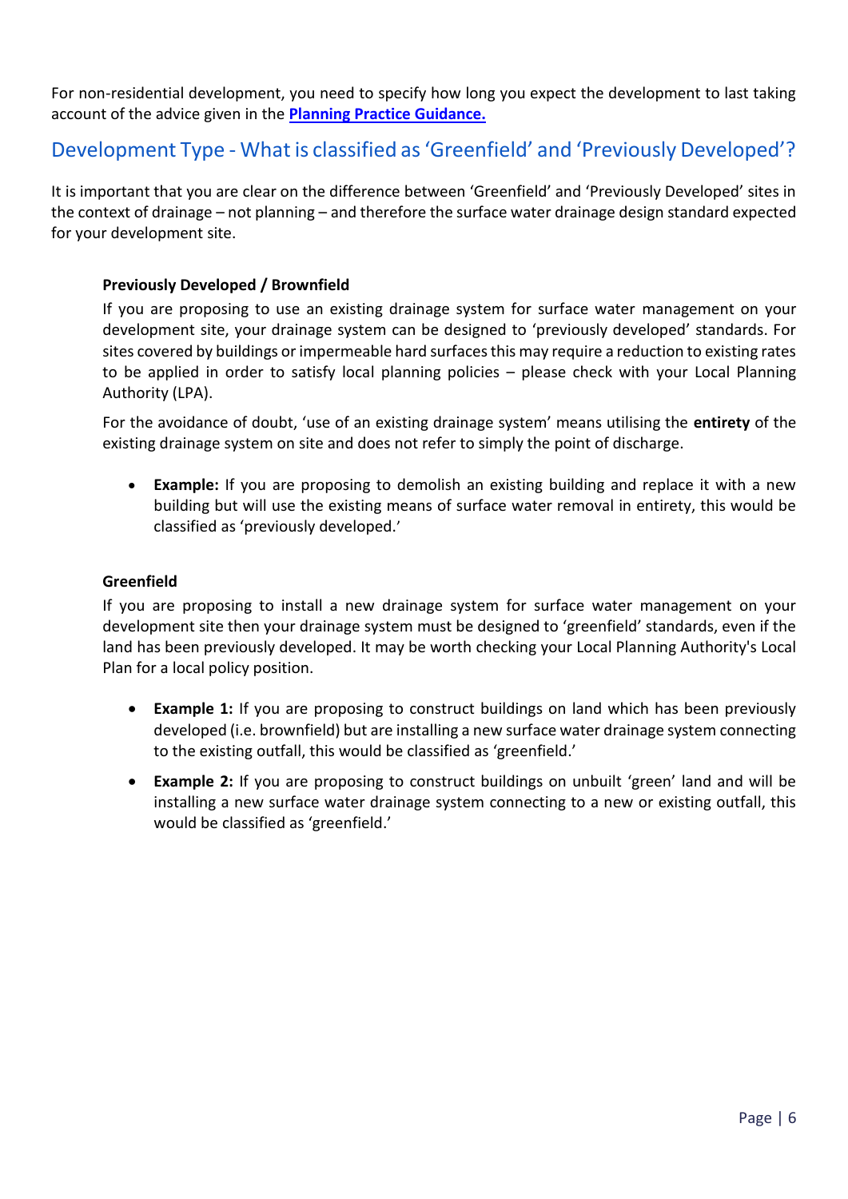For non-residential development, you need to specify how long you expect the development to last taking account of the advice given in the **[Planning Practice Guidance.](#)**

## Development Type - What is classified as 'Greenfield' and 'Previously Developed'?

It is important that you are clear on the difference between 'Greenfield' and 'Previously Developed' sites in the context of drainage – not planning – and therefore the surface water drainage design standard expected for your development site.

**Previously Developed / Brownfield**

If you are proposing to use an existing drainage system for surface water management on your development site, your drainage system can be designed to 'previously developed' standards. For sites covered by buildings or impermeable hard surfaces this may require a reduction to existing rates to be applied in order to satisfy local planning policies – please check with your Local Planning Authority (LPA).

For the avoidance of doubt, 'use of an existing drainage system' means utilising the **entirety** of the existing drainage system on site and does not refer to simply the point of discharge.

- **Example:** If you are proposing to demolish an existing building and replace it with a new building but will use the existing means of surface water removal in entirety, this would be classified as 'previously developed.'

**Greenfield**

If you are proposing to install a new drainage system for surface water management on your development site then your drainage system must be designed to 'greenfield' standards, even if the land has been previously developed. It may be worth checking your Local Planning Authority's Local Plan for a local policy position.

- **Example 1:** If you are proposing to construct buildings on land which has been previously developed (i.e. brownfield) but are installing a new surface water drainage system connecting to the existing outfall, this would be classified as 'greenfield.'
- **Example 2:** If you are proposing to construct buildings on unbuilt 'green' land and will be installing a new surface water drainage system connecting to a new or existing outfall, this would be classified as 'greenfield.'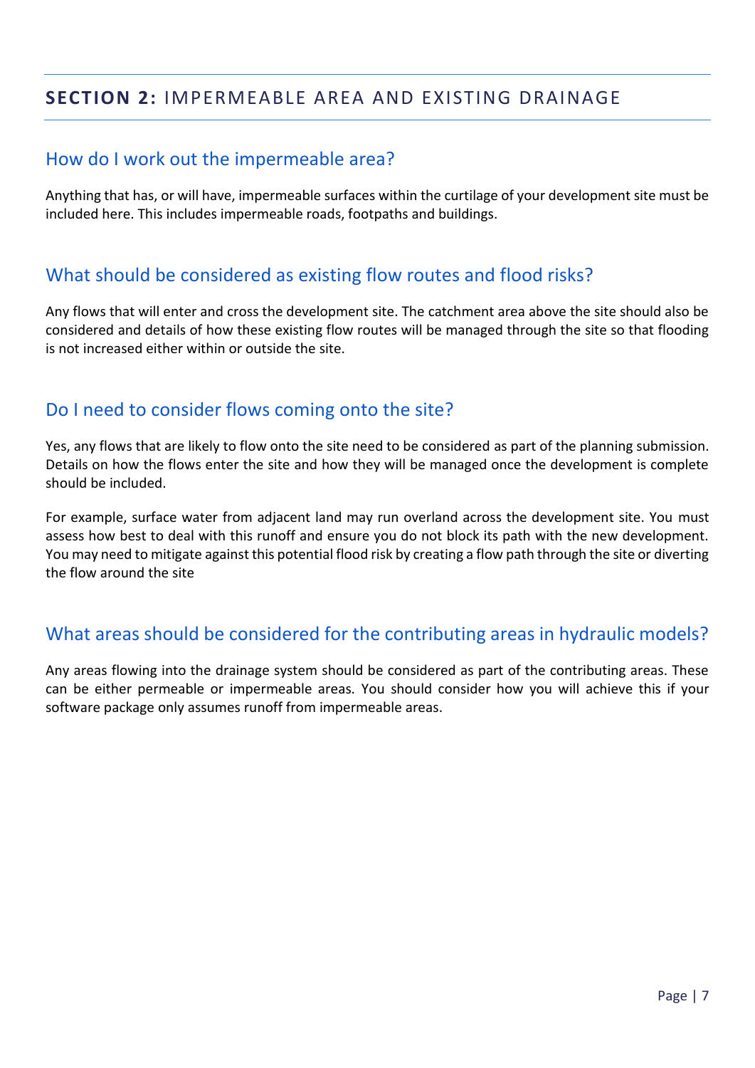## **SECTION 2:** IMPERMEABLE AREA AND EXISTING DRAINAGE

### How do I work out the impermeable area?

Anything that has, or will have, impermeable surfaces within the curtilage of your development site must be included here. This includes impermeable roads, footpaths and buildings.

### What should be considered as existing flow routes and flood risks?

Any flows that will enter and cross the development site. The catchment area above the site should also be considered and details of how these existing flow routes will be managed through the site so that flooding is not increased either within or outside the site.

### Do I need to consider flows coming onto the site?

Yes, any flows that are likely to flow onto the site need to be considered as part of the planning submission. Details on how the flows enter the site and how they will be managed once the development is complete should be included.

For example, surface water from adjacent land may run overland across the development site. You must assess how best to deal with this runoff and ensure you do not block its path with the new development. You may need to mitigate against this potential flood risk by creating a flow path through the site or diverting the flow around the site

### What areas should be considered for the contributing areas in hydraulic models?

Any areas flowing into the drainage system should be considered as part of the contributing areas. These can be either permeable or impermeable areas. You should consider how you will achieve this if your software package only assumes runoff from impermeable areas.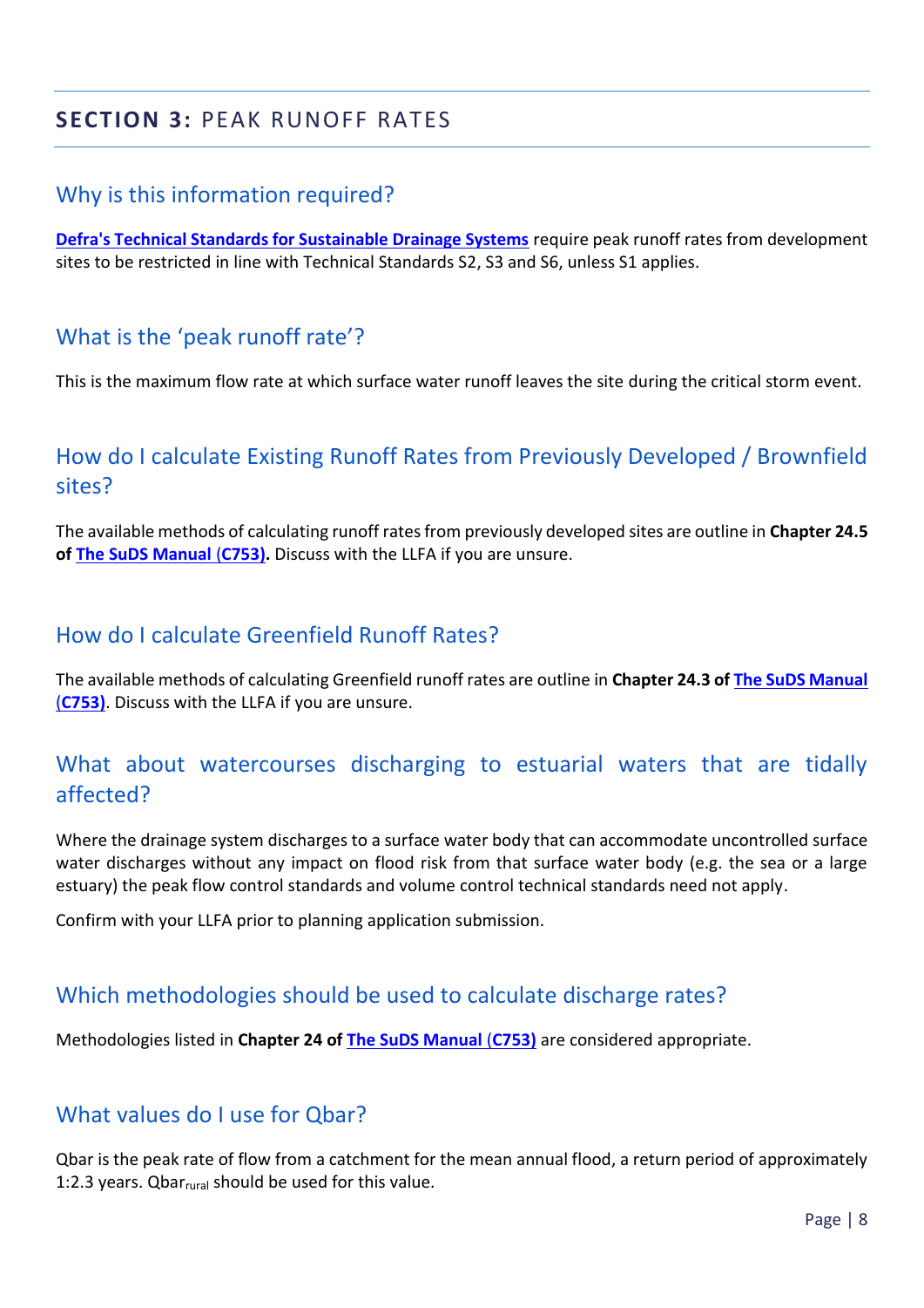## **SECTION 3:** PEAK RUNOFF RATES

### Why is this information required?

**Defra's Technical Standards for Sustainable Drainage Systems** require peak runoff rates from development sites to be restricted in line with Technical Standards S2, S3 and S6, unless S1 applies.

### What is the 'peak runoff rate'?

This is the maximum flow rate at which surface water runoff leaves the site during the critical storm event.

### How do I calculate Existing Runoff Rates from Previously Developed / Brownfield sites?

The available methods of calculating runoff rates from previously developed sites are outline in **Chapter 24.5 of The SuDS Manual (C753).** Discuss with the LLFA if you are unsure.

### How do I calculate Greenfield Runoff Rates?

The available methods of calculating Greenfield runoff rates are outline in **Chapter 24.3 of The SuDS Manual (C753)**. Discuss with the LLFA if you are unsure.

### What about watercourses discharging to estuarial waters that are tidally affected?

Where the drainage system discharges to a surface water body that can accommodate uncontrolled surface water discharges without any impact on flood risk from that surface water body (e.g. the sea or a large estuary) the peak flow control standards and volume control technical standards need not apply.

Confirm with your LLFA prior to planning application submission.

### Which methodologies should be used to calculate discharge rates?

Methodologies listed in **Chapter 24 of The SuDS Manual (C753)** are considered appropriate.

### What values do I use for Qbar?

Qbar is the peak rate of flow from a catchment for the mean annual flood, a return period of approximately 1:2.3 years. $Qbar_{rural}$ should be used for this value.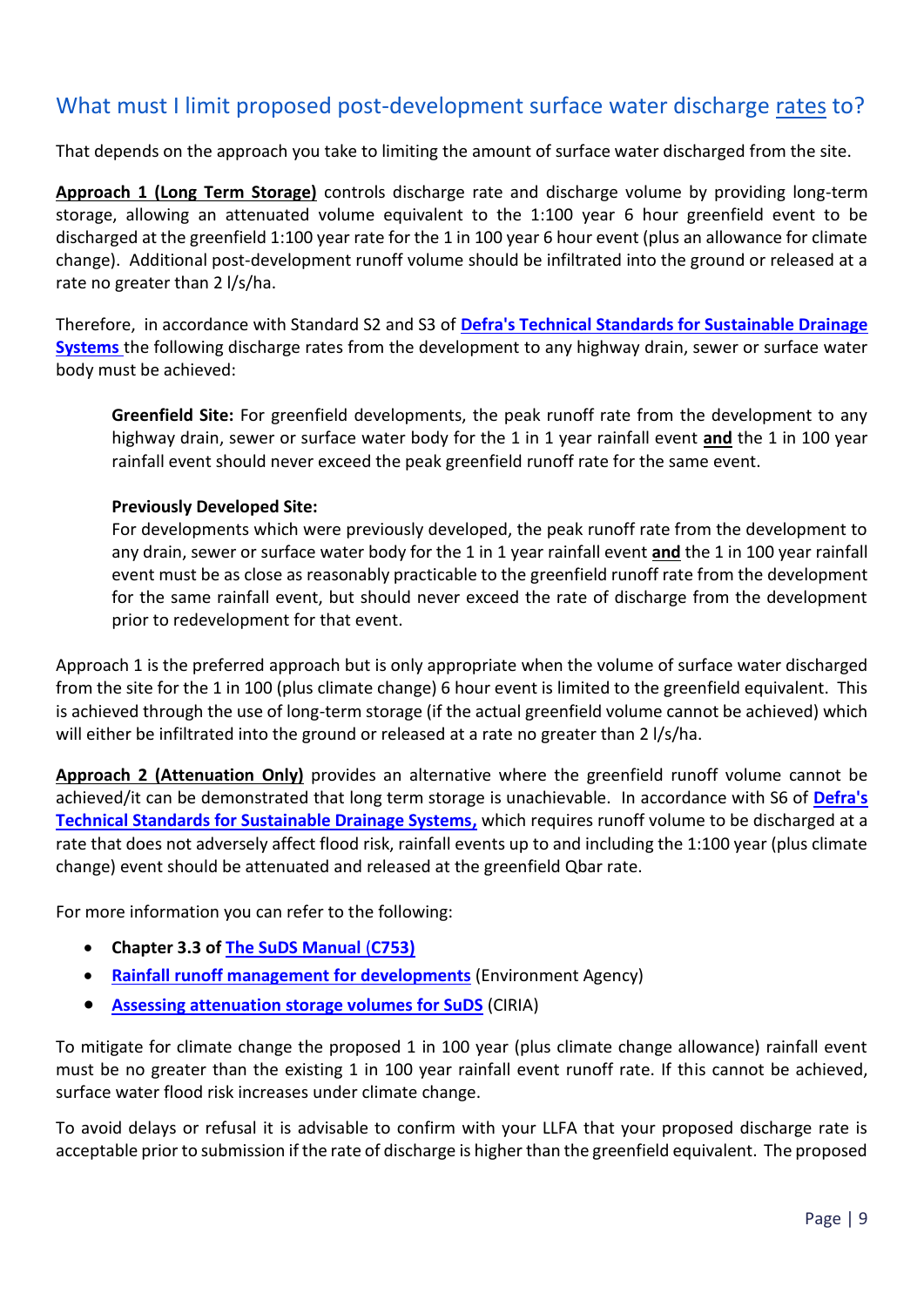## What must I limit proposed post-development surface water discharge rates to?

That depends on the approach you take to limiting the amount of surface water discharged from the site.

**Approach 1 (Long Term Storage)** controls discharge rate and discharge volume by providing long-term storage, allowing an attenuated volume equivalent to the 1:100 year 6 hour greenfield event to be discharged at the greenfield 1:100 year rate for the 1 in 100 year 6 hour event (plus an allowance for climate change). Additional post-development runoff volume should be infiltrated into the ground or released at a rate no greater than 2 l/s/ha.

Therefore, in accordance with Standard S2 and S3 of **Defra's Technical Standards for Sustainable Drainage Systems** the following discharge rates from the development to any highway drain, sewer or surface water body must be achieved:

> **Greenfield Site:** For greenfield developments, the peak runoff rate from the development to any highway drain, sewer or surface water body for the 1 in 1 year rainfall event **and** the 1 in 100 year rainfall event should never exceed the peak greenfield runoff rate for the same event.
>
> **Previously Developed Site:**
> For developments which were previously developed, the peak runoff rate from the development to any drain, sewer or surface water body for the 1 in 1 year rainfall event **and** the 1 in 100 year rainfall event must be as close as reasonably practicable to the greenfield runoff rate from the development for the same rainfall event, but should never exceed the rate of discharge from the development prior to redevelopment for that event.

Approach 1 is the preferred approach but is only appropriate when the volume of surface water discharged from the site for the 1 in 100 (plus climate change) 6 hour event is limited to the greenfield equivalent. This is achieved through the use of long-term storage (if the actual greenfield volume cannot be achieved) which will either be infiltrated into the ground or released at a rate no greater than 2 l/s/ha.

**Approach 2 (Attenuation Only)** provides an alternative where the greenfield runoff volume cannot be achieved/it can be demonstrated that long term storage is unachievable. In accordance with S6 of **Defra's Technical Standards for Sustainable Drainage Systems,** which requires runoff volume to be discharged at a rate that does not adversely affect flood risk, rainfall events up to and including the 1:100 year (plus climate change) event should be attenuated and released at the greenfield Qbar rate.

For more information you can refer to the following:

- **Chapter 3.3 of The SuDS Manual (C753)**
- **Rainfall runoff management for developments** (Environment Agency)
- **Assessing attenuation storage volumes for SuDS** (CIRIA)

To mitigate for climate change the proposed 1 in 100 year (plus climate change allowance) rainfall event must be no greater than the existing 1 in 100 year rainfall event runoff rate. If this cannot be achieved, surface water flood risk increases under climate change.

To avoid delays or refusal it is advisable to confirm with your LLFA that your proposed discharge rate is acceptable prior to submission if the rate of discharge is higher than the greenfield equivalent. The proposed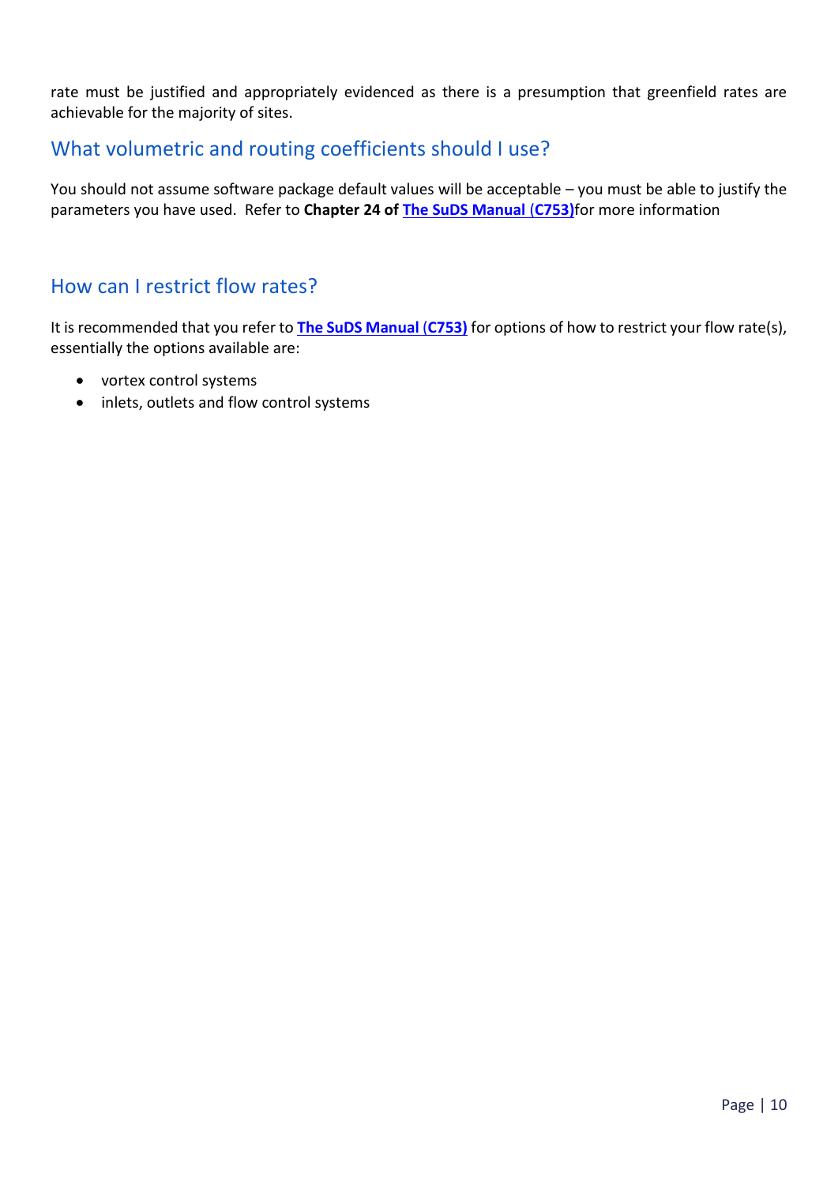rate must be justified and appropriately evidenced as there is a presumption that greenfield rates are achievable for the majority of sites.

## What volumetric and routing coefficients should I use?

You should not assume software package default values will be acceptable – you must be able to justify the parameters you have used. Refer to **Chapter 24 of** **The SuDS Manual (C753)**for more information

## How can I restrict flow rates?

It is recommended that you refer to **The SuDS Manual (C753)** for options of how to restrict your flow rate(s), essentially the options available are:

- vortex control systems
- inlets, outlets and flow control systems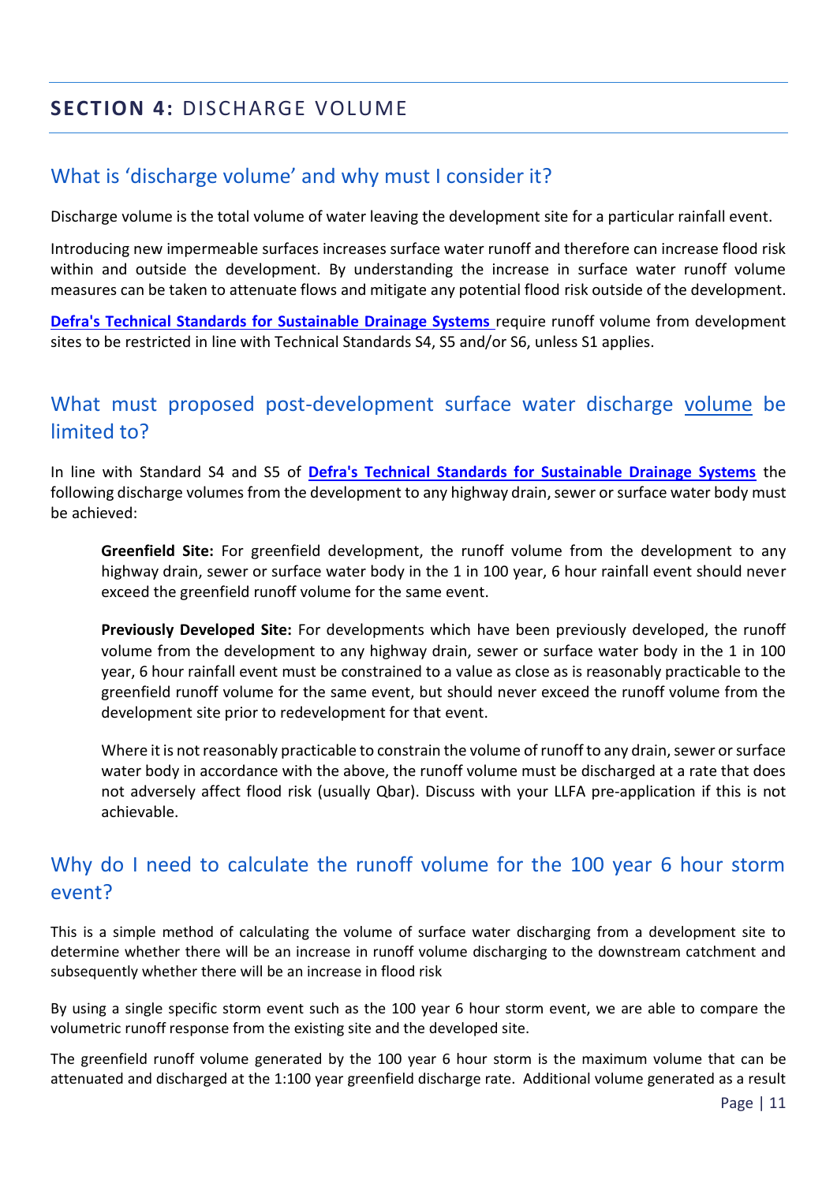## **SECTION 4:** DISCHARGE VOLUME

### What is 'discharge volume' and why must I consider it?

Discharge volume is the total volume of water leaving the development site for a particular rainfall event.

Introducing new impermeable surfaces increases surface water runoff and therefore can increase flood risk within and outside the development. By understanding the increase in surface water runoff volume measures can be taken to attenuate flows and mitigate any potential flood risk outside of the development.

**Defra's Technical Standards for Sustainable Drainage Systems** require runoff volume from development sites to be restricted in line with Technical Standards S4, S5 and/or S6, unless S1 applies.

### What must proposed post-development surface water discharge volume be limited to?

In line with Standard S4 and S5 of **Defra's Technical Standards for Sustainable Drainage Systems** the following discharge volumes from the development to any highway drain, sewer or surface water body must be achieved:

> **Greenfield Site:** For greenfield development, the runoff volume from the development to any highway drain, sewer or surface water body in the 1 in 100 year, 6 hour rainfall event should never exceed the greenfield runoff volume for the same event.
>
> **Previously Developed Site:** For developments which have been previously developed, the runoff volume from the development to any highway drain, sewer or surface water body in the 1 in 100 year, 6 hour rainfall event must be constrained to a value as close as is reasonably practicable to the greenfield runoff volume for the same event, but should never exceed the runoff volume from the development site prior to redevelopment for that event.
>
> Where it is not reasonably practicable to constrain the volume of runoff to any drain, sewer or surface water body in accordance with the above, the runoff volume must be discharged at a rate that does not adversely affect flood risk (usually Qbar). Discuss with your LLFA pre-application if this is not achievable.

### Why do I need to calculate the runoff volume for the 100 year 6 hour storm event?

This is a simple method of calculating the volume of surface water discharging from a development site to determine whether there will be an increase in runoff volume discharging to the downstream catchment and subsequently whether there will be an increase in flood risk

By using a single specific storm event such as the 100 year 6 hour storm event, we are able to compare the volumetric runoff response from the existing site and the developed site.

The greenfield runoff volume generated by the 100 year 6 hour storm is the maximum volume that can be attenuated and discharged at the 1:100 year greenfield discharge rate. Additional volume generated as a result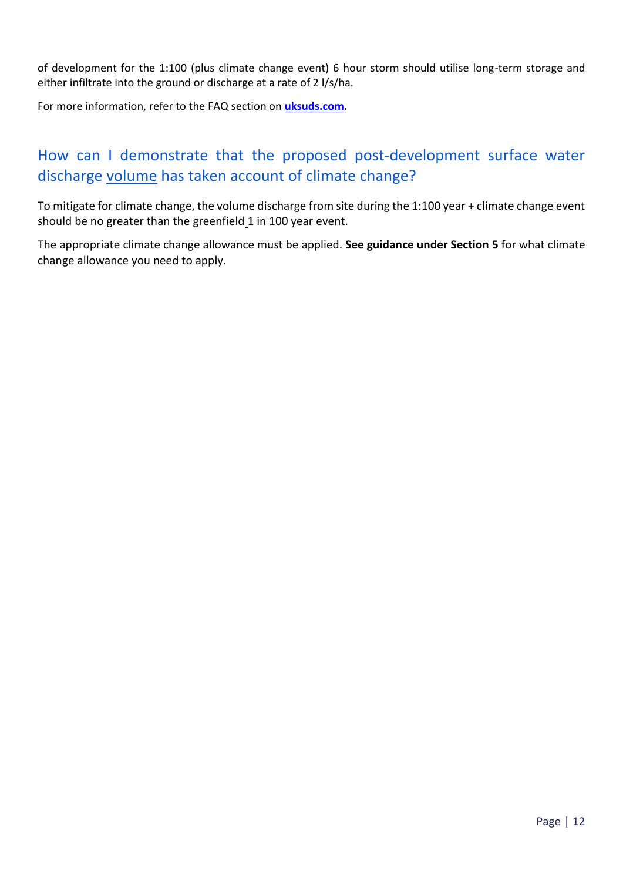of development for the 1:100 (plus climate change event) 6 hour storm should utilise long-term storage and either infiltrate into the ground or discharge at a rate of 2 l/s/ha.

For more information, refer to the FAQ section on **[uksuds.com](uksuds.com).**

## How can I demonstrate that the proposed post-development surface water discharge volume has taken account of climate change?

To mitigate for climate change, the volume discharge from site during the 1:100 year + climate change event should be no greater than the greenfield 1 in 100 year event.

The appropriate climate change allowance must be applied. **See guidance under Section 5** for what climate change allowance you need to apply.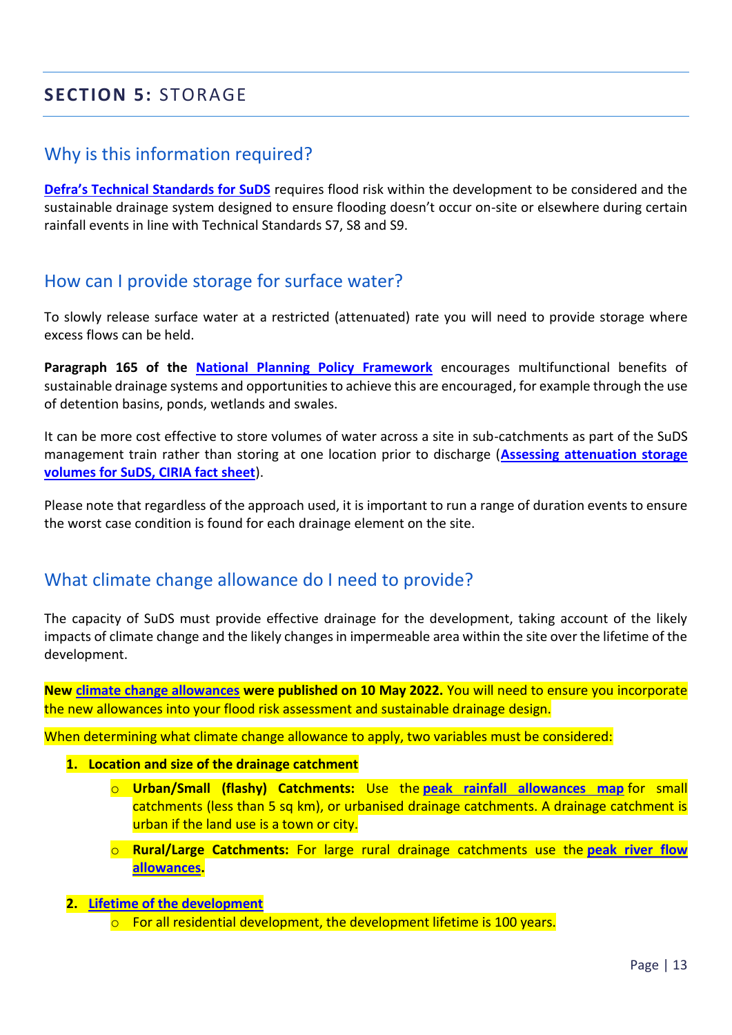## SECTION 5: STORAGE

### Why is this information required?

**Defra's Technical Standards for SuDS** requires flood risk within the development to be considered and the sustainable drainage system designed to ensure flooding doesn't occur on-site or elsewhere during certain rainfall events in line with Technical Standards S7, S8 and S9.

### How can I provide storage for surface water?

To slowly release surface water at a restricted (attenuated) rate you will need to provide storage where excess flows can be held.

**Paragraph 165 of the National Planning Policy Framework** encourages multifunctional benefits of sustainable drainage systems and opportunities to achieve this are encouraged, for example through the use of detention basins, ponds, wetlands and swales.

It can be more cost effective to store volumes of water across a site in sub-catchments as part of the SuDS management train rather than storing at one location prior to discharge (**Assessing attenuation storage volumes for SuDS, CIRIA fact sheet**).

Please note that regardless of the approach used, it is important to run a range of duration events to ensure the worst case condition is found for each drainage element on the site.

### What climate change allowance do I need to provide?

The capacity of SuDS must provide effective drainage for the development, taking account of the likely impacts of climate change and the likely changes in impermeable area within the site over the lifetime of the development.

**New climate change allowances were published on 10 May 2022.** You will need to ensure you incorporate the new allowances into your flood risk assessment and sustainable drainage design.

When determining what climate change allowance to apply, two variables must be considered:

1. **Location and size of the drainage catchment**
   - **Urban/Small (flashy) Catchments:** Use the **peak rainfall allowances map** for small catchments (less than 5 sq km), or urbanised drainage catchments. A drainage catchment is urban if the land use is a town or city.
   - **Rural/Large Catchments:** For large rural drainage catchments use the **peak river flow allowances.**
2. **Lifetime of the development**
   - For all residential development, the development lifetime is 100 years.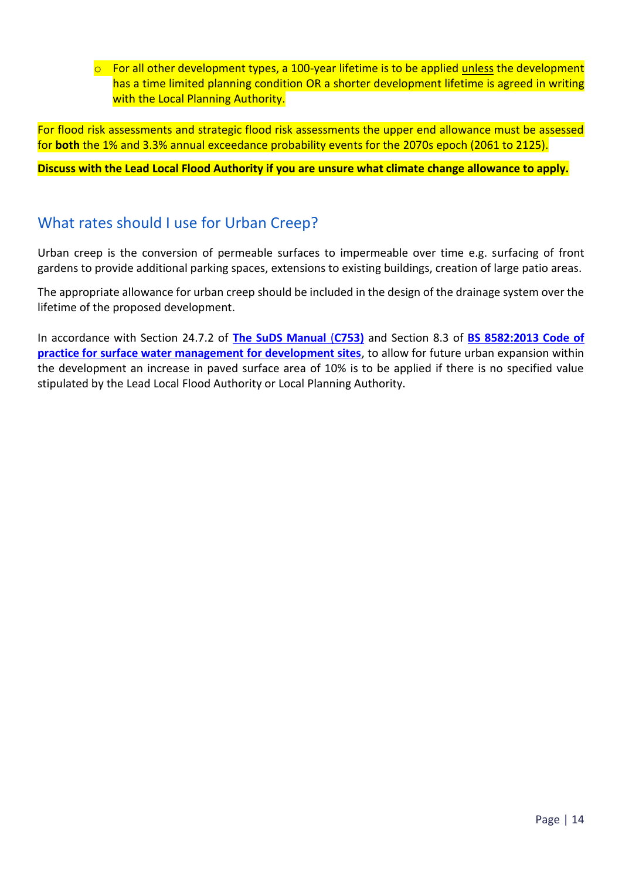- For all other development types, a 100-year lifetime is to be applied unless the development has a time limited planning condition OR a shorter development lifetime is agreed in writing with the Local Planning Authority.

For flood risk assessments and strategic flood risk assessments the upper end allowance must be assessed for **both** the 1% and 3.3% annual exceedance probability events for the 2070s epoch (2061 to 2125).

**Discuss with the Lead Local Flood Authority if you are unsure what climate change allowance to apply.**

## What rates should I use for Urban Creep?

Urban creep is the conversion of permeable surfaces to impermeable over time e.g. surfacing of front gardens to provide additional parking spaces, extensions to existing buildings, creation of large patio areas.

The appropriate allowance for urban creep should be included in the design of the drainage system over the lifetime of the proposed development.

In accordance with Section 24.7.2 of **The SuDS Manual (C753)** and Section 8.3 of **BS 8582:2013 Code of practice for surface water management for development sites**, to allow for future urban expansion within the development an increase in paved surface area of 10% is to be applied if there is no specified value stipulated by the Lead Local Flood Authority or Local Planning Authority.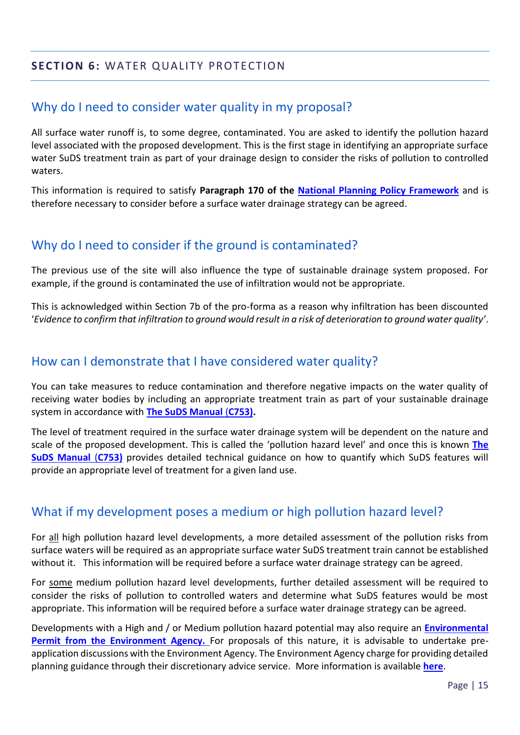## **SECTION 6:** WATER QUALITY PROTECTION

### Why do I need to consider water quality in my proposal?

All surface water runoff is, to some degree, contaminated. You are asked to identify the pollution hazard level associated with the proposed development. This is the first stage in identifying an appropriate surface water SuDS treatment train as part of your drainage design to consider the risks of pollution to controlled waters.

This information is required to satisfy **Paragraph 170 of the National Planning Policy Framework** and is therefore necessary to consider before a surface water drainage strategy can be agreed.

### Why do I need to consider if the ground is contaminated?

The previous use of the site will also influence the type of sustainable drainage system proposed. For example, if the ground is contaminated the use of infiltration would not be appropriate.

This is acknowledged within Section 7b of the pro-forma as a reason why infiltration has been discounted '*Evidence to confirm that infiltration to ground would result in a risk of deterioration to ground water quality*'.

### How can I demonstrate that I have considered water quality?

You can take measures to reduce contamination and therefore negative impacts on the water quality of receiving water bodies by including an appropriate treatment train as part of your sustainable drainage system in accordance with **The SuDS Manual (C753).**

The level of treatment required in the surface water drainage system will be dependent on the nature and scale of the proposed development. This is called the 'pollution hazard level' and once this is known **The SuDS Manual (C753)** provides detailed technical guidance on how to quantify which SuDS features will provide an appropriate level of treatment for a given land use.

### What if my development poses a medium or high pollution hazard level?

For all high pollution hazard level developments, a more detailed assessment of the pollution risks from surface waters will be required as an appropriate surface water SuDS treatment train cannot be established without it. This information will be required before a surface water drainage strategy can be agreed.

For some medium pollution hazard level developments, further detailed assessment will be required to consider the risks of pollution to controlled waters and determine what SuDS features would be most appropriate. This information will be required before a surface water drainage strategy can be agreed.

Developments with a High and / or Medium pollution hazard potential may also require an **Environmental Permit from the Environment Agency.** For proposals of this nature, it is advisable to undertake pre-application discussions with the Environment Agency. The Environment Agency charge for providing detailed planning guidance through their discretionary advice service. More information is available **here**.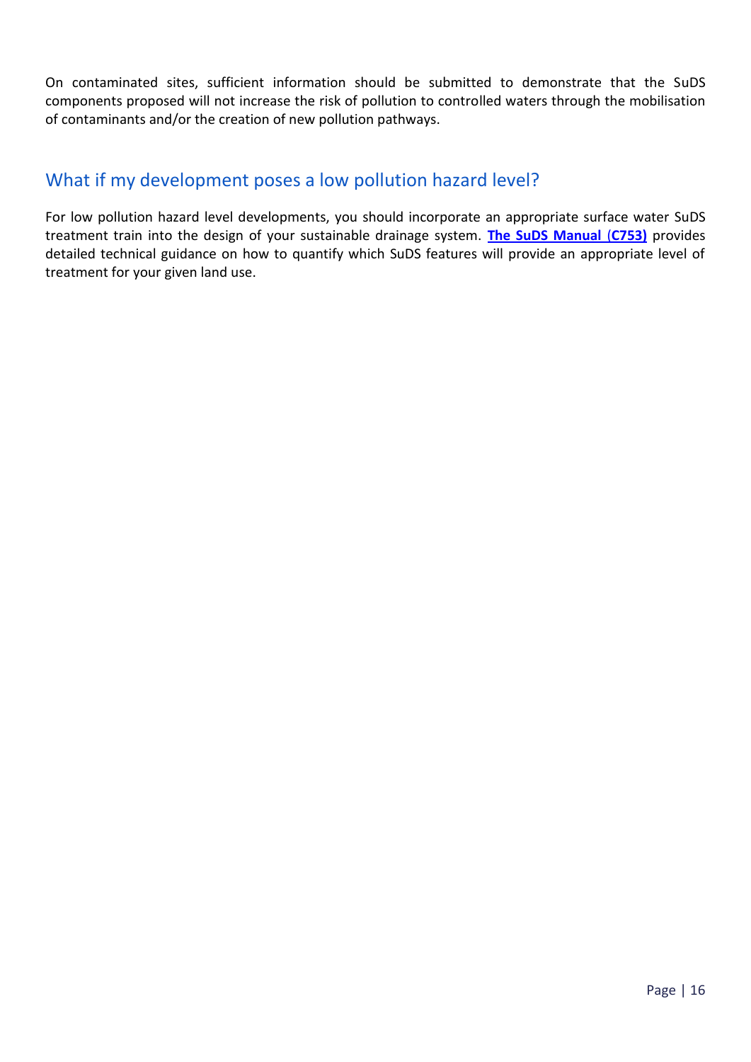On contaminated sites, sufficient information should be submitted to demonstrate that the SuDS components proposed will not increase the risk of pollution to controlled waters through the mobilisation of contaminants and/or the creation of new pollution pathways.

## What if my development poses a low pollution hazard level?

For low pollution hazard level developments, you should incorporate an appropriate surface water SuDS treatment train into the design of your sustainable drainage system. **The SuDS Manual (C753)** provides detailed technical guidance on how to quantify which SuDS features will provide an appropriate level of treatment for your given land use.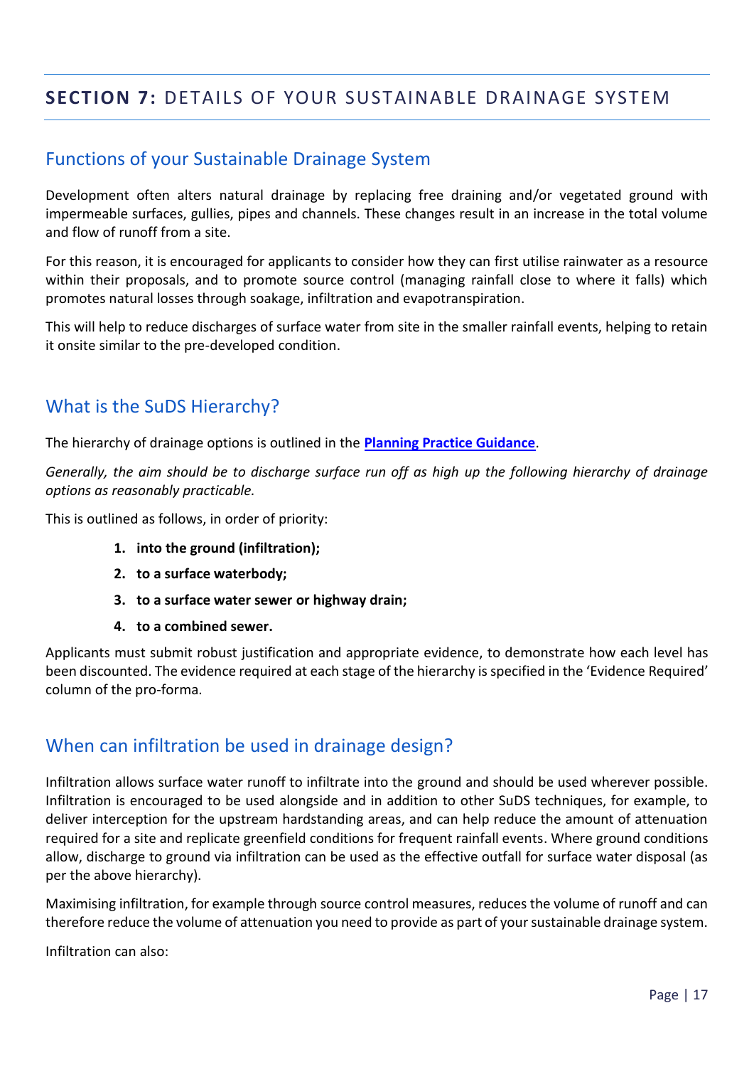## **SECTION 7:** DETAILS OF YOUR SUSTAINABLE DRAINAGE SYSTEM

### Functions of your Sustainable Drainage System

Development often alters natural drainage by replacing free draining and/or vegetated ground with impermeable surfaces, gullies, pipes and channels. These changes result in an increase in the total volume and flow of runoff from a site.

For this reason, it is encouraged for applicants to consider how they can first utilise rainwater as a resource within their proposals, and to promote source control (managing rainfall close to where it falls) which promotes natural losses through soakage, infiltration and evapotranspiration.

This will help to reduce discharges of surface water from site in the smaller rainfall events, helping to retain it onsite similar to the pre-developed condition.

### What is the SuDS Hierarchy?

The hierarchy of drainage options is outlined in the **Planning Practice Guidance**.

*Generally, the aim should be to discharge surface run off as high up the following hierarchy of drainage options as reasonably practicable.*

This is outlined as follows, in order of priority:

1. **into the ground (infiltration);**
2. **to a surface waterbody;**
3. **to a surface water sewer or highway drain;**
4. **to a combined sewer.**

Applicants must submit robust justification and appropriate evidence, to demonstrate how each level has been discounted. The evidence required at each stage of the hierarchy is specified in the 'Evidence Required' column of the pro-forma.

### When can infiltration be used in drainage design?

Infiltration allows surface water runoff to infiltrate into the ground and should be used wherever possible. Infiltration is encouraged to be used alongside and in addition to other SuDS techniques, for example, to deliver interception for the upstream hardstanding areas, and can help reduce the amount of attenuation required for a site and replicate greenfield conditions for frequent rainfall events. Where ground conditions allow, discharge to ground via infiltration can be used as the effective outfall for surface water disposal (as per the above hierarchy).

Maximising infiltration, for example through source control measures, reduces the volume of runoff and can therefore reduce the volume of attenuation you need to provide as part of your sustainable drainage system.

Infiltration can also: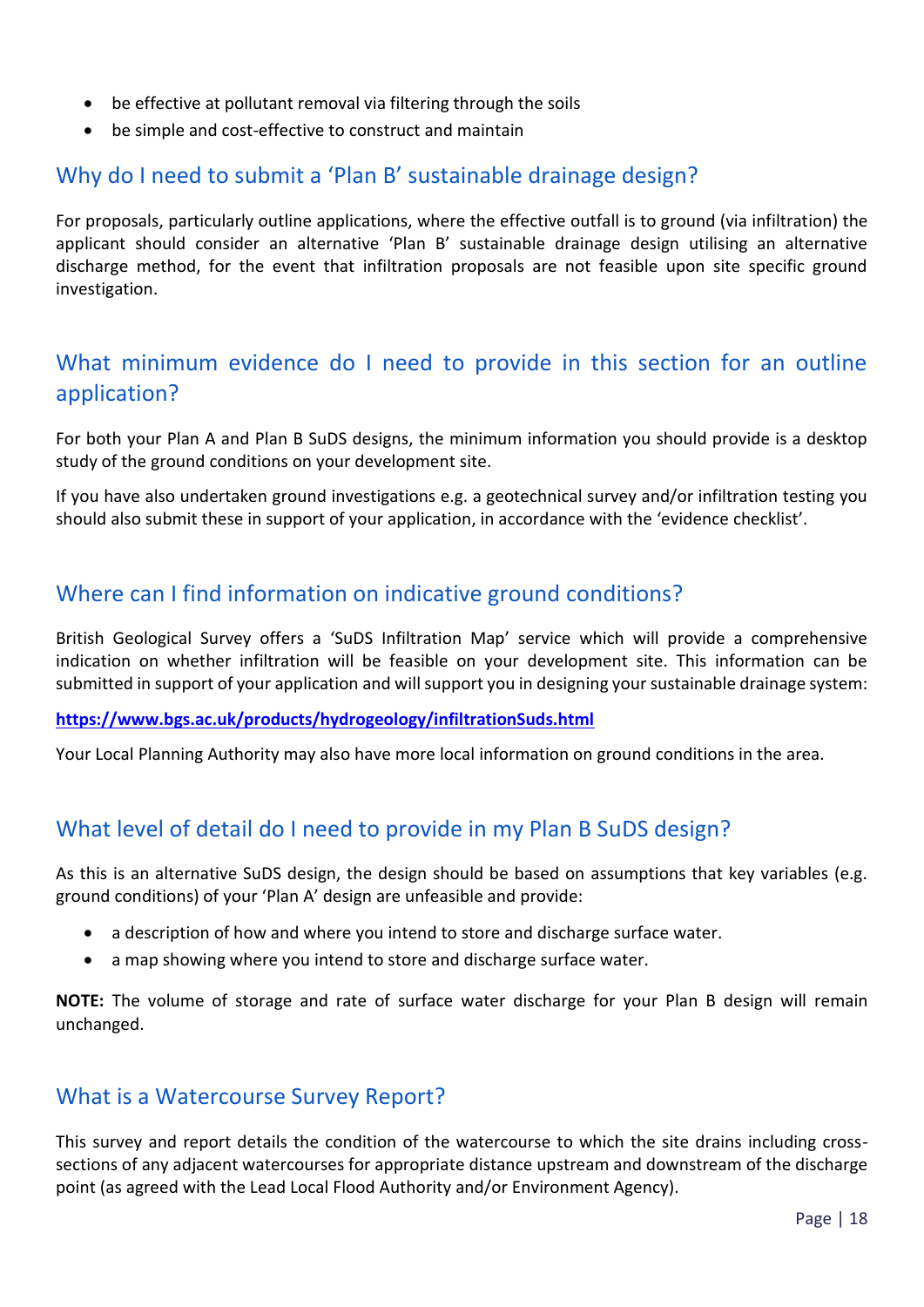- be effective at pollutant removal via filtering through the soils
- be simple and cost-effective to construct and maintain

## Why do I need to submit a 'Plan B' sustainable drainage design?

For proposals, particularly outline applications, where the effective outfall is to ground (via infiltration) the applicant should consider an alternative 'Plan B' sustainable drainage design utilising an alternative discharge method, for the event that infiltration proposals are not feasible upon site specific ground investigation.

## What minimum evidence do I need to provide in this section for an outline application?

For both your Plan A and Plan B SuDS designs, the minimum information you should provide is a desktop study of the ground conditions on your development site.

If you have also undertaken ground investigations e.g. a geotechnical survey and/or infiltration testing you should also submit these in support of your application, in accordance with the 'evidence checklist'.

## Where can I find information on indicative ground conditions?

British Geological Survey offers a 'SuDS Infiltration Map' service which will provide a comprehensive indication on whether infiltration will be feasible on your development site. This information can be submitted in support of your application and will support you in designing your sustainable drainage system:

**https://www.bgs.ac.uk/products/hydrogeology/infiltrationSuds.html**

Your Local Planning Authority may also have more local information on ground conditions in the area.

## What level of detail do I need to provide in my Plan B SuDS design?

As this is an alternative SuDS design, the design should be based on assumptions that key variables (e.g. ground conditions) of your 'Plan A' design are unfeasible and provide:

- a description of how and where you intend to store and discharge surface water.
- a map showing where you intend to store and discharge surface water.

**NOTE:** The volume of storage and rate of surface water discharge for your Plan B design will remain unchanged.

## What is a Watercourse Survey Report?

This survey and report details the condition of the watercourse to which the site drains including cross-sections of any adjacent watercourses for appropriate distance upstream and downstream of the discharge point (as agreed with the Lead Local Flood Authority and/or Environment Agency).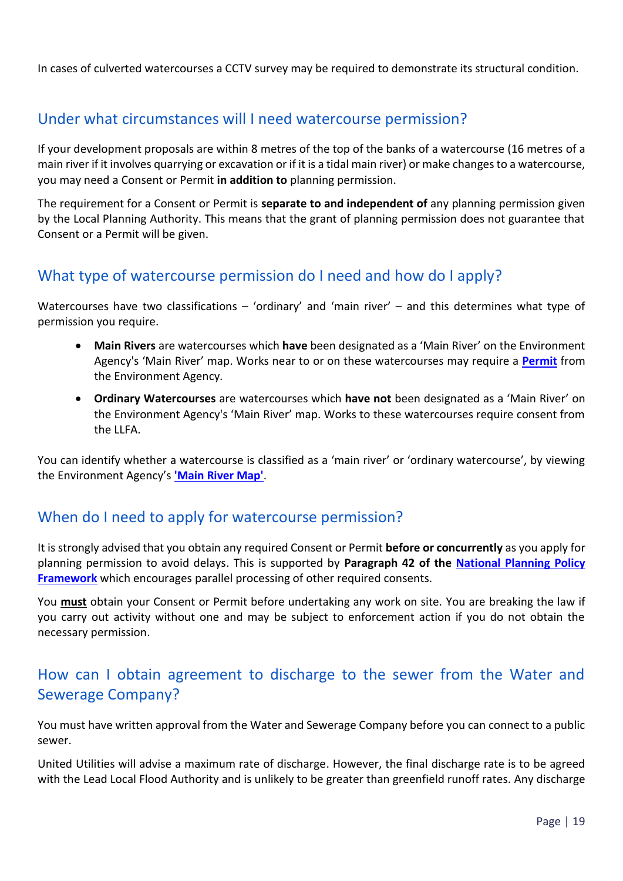In cases of culverted watercourses a CCTV survey may be required to demonstrate its structural condition.

## Under what circumstances will I need watercourse permission?

If your development proposals are within 8 metres of the top of the banks of a watercourse (16 metres of a main river if it involves quarrying or excavation or if it is a tidal main river) or make changes to a watercourse, you may need a Consent or Permit **in addition to** planning permission.

The requirement for a Consent or Permit is **separate to and independent of** any planning permission given by the Local Planning Authority. This means that the grant of planning permission does not guarantee that Consent or a Permit will be given.

## What type of watercourse permission do I need and how do I apply?

Watercourses have two classifications – 'ordinary' and 'main river' – and this determines what type of permission you require.

- **Main Rivers** are watercourses which **have** been designated as a 'Main River' on the Environment Agency's 'Main River' map. Works near to or on these watercourses may require a **Permit** from the Environment Agency.
- **Ordinary Watercourses** are watercourses which **have not** been designated as a 'Main River' on the Environment Agency's 'Main River' map. Works to these watercourses require consent from the LLFA.

You can identify whether a watercourse is classified as a 'main river' or 'ordinary watercourse', by viewing the Environment Agency's **'Main River Map'**.

## When do I need to apply for watercourse permission?

It is strongly advised that you obtain any required Consent or Permit **before or concurrently** as you apply for planning permission to avoid delays. This is supported by **Paragraph 42 of the National Planning Policy Framework** which encourages parallel processing of other required consents.

You **must** obtain your Consent or Permit before undertaking any work on site. You are breaking the law if you carry out activity without one and may be subject to enforcement action if you do not obtain the necessary permission.

## How can I obtain agreement to discharge to the sewer from the Water and Sewerage Company?

You must have written approval from the Water and Sewerage Company before you can connect to a public sewer.

United Utilities will advise a maximum rate of discharge. However, the final discharge rate is to be agreed with the Lead Local Flood Authority and is unlikely to be greater than greenfield runoff rates. Any discharge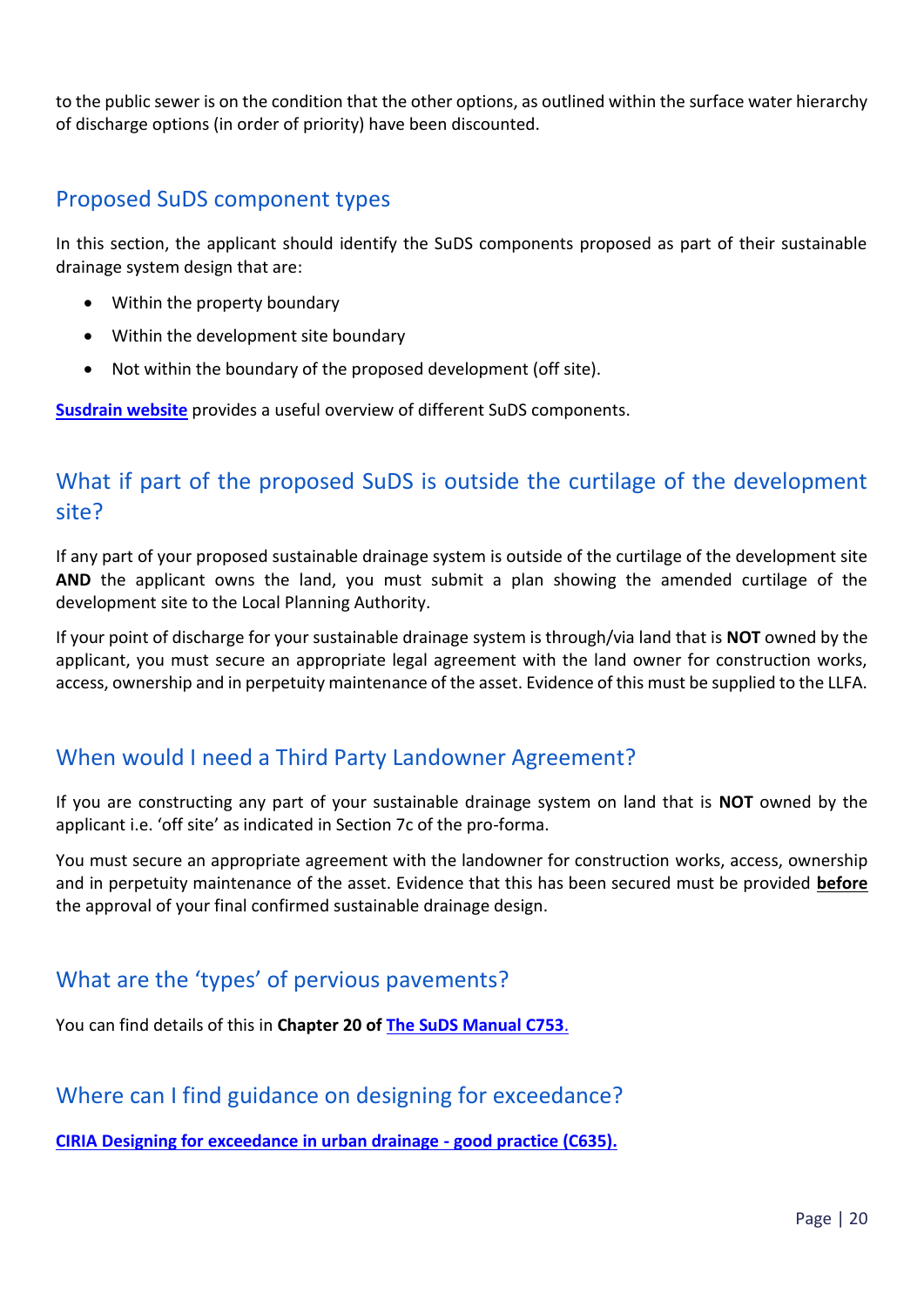to the public sewer is on the condition that the other options, as outlined within the surface water hierarchy of discharge options (in order of priority) have been discounted.

## Proposed SuDS component types

In this section, the applicant should identify the SuDS components proposed as part of their sustainable drainage system design that are:

- Within the property boundary
- Within the development site boundary
- Not within the boundary of the proposed development (off site).

**Susdrain website** provides a useful overview of different SuDS components.

## What if part of the proposed SuDS is outside the curtilage of the development site?

If any part of your proposed sustainable drainage system is outside of the curtilage of the development site **AND** the applicant owns the land, you must submit a plan showing the amended curtilage of the development site to the Local Planning Authority.

If your point of discharge for your sustainable drainage system is through/via land that is **NOT** owned by the applicant, you must secure an appropriate legal agreement with the land owner for construction works, access, ownership and in perpetuity maintenance of the asset. Evidence of this must be supplied to the LLFA.

## When would I need a Third Party Landowner Agreement?

If you are constructing any part of your sustainable drainage system on land that is **NOT** owned by the applicant i.e. 'off site' as indicated in Section 7c of the pro-forma.

You must secure an appropriate agreement with the landowner for construction works, access, ownership and in perpetuity maintenance of the asset. Evidence that this has been secured must be provided **before** the approval of your final confirmed sustainable drainage design.

## What are the 'types' of pervious pavements?

You can find details of this in **Chapter 20 of The SuDS Manual C753**.

## Where can I find guidance on designing for exceedance?

**CIRIA Designing for exceedance in urban drainage - good practice (C635).**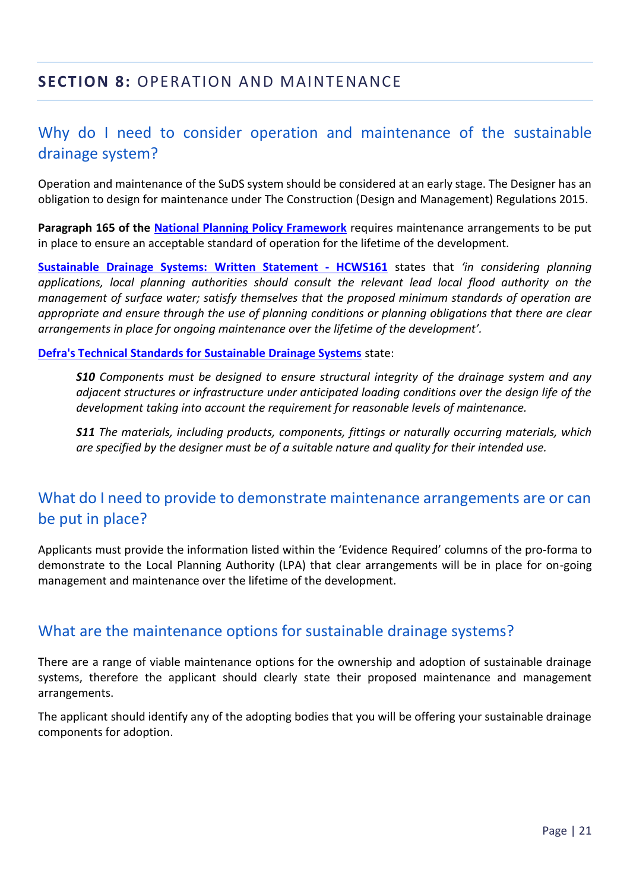## **SECTION 8:** OPERATION AND MAINTENANCE

### Why do I need to consider operation and maintenance of the sustainable drainage system?

Operation and maintenance of the SuDS system should be considered at an early stage. The Designer has an obligation to design for maintenance under The Construction (Design and Management) Regulations 2015.

**Paragraph 165 of the National Planning Policy Framework** requires maintenance arrangements to be put in place to ensure an acceptable standard of operation for the lifetime of the development.

**Sustainable Drainage Systems: Written Statement - HCWS161** states that *'in considering planning applications, local planning authorities should consult the relevant lead local flood authority on the management of surface water; satisfy themselves that the proposed minimum standards of operation are appropriate and ensure through the use of planning conditions or planning obligations that there are clear arrangements in place for ongoing maintenance over the lifetime of the development'.*

**Defra's Technical Standards for Sustainable Drainage Systems** state:

> ***S10*** *Components must be designed to ensure structural integrity of the drainage system and any adjacent structures or infrastructure under anticipated loading conditions over the design life of the development taking into account the requirement for reasonable levels of maintenance.*
>
> ***S11*** *The materials, including products, components, fittings or naturally occurring materials, which are specified by the designer must be of a suitable nature and quality for their intended use.*

### What do I need to provide to demonstrate maintenance arrangements are or can be put in place?

Applicants must provide the information listed within the 'Evidence Required' columns of the pro-forma to demonstrate to the Local Planning Authority (LPA) that clear arrangements will be in place for on-going management and maintenance over the lifetime of the development.

### What are the maintenance options for sustainable drainage systems?

There are a range of viable maintenance options for the ownership and adoption of sustainable drainage systems, therefore the applicant should clearly state their proposed maintenance and management arrangements.

The applicant should identify any of the adopting bodies that you will be offering your sustainable drainage components for adoption.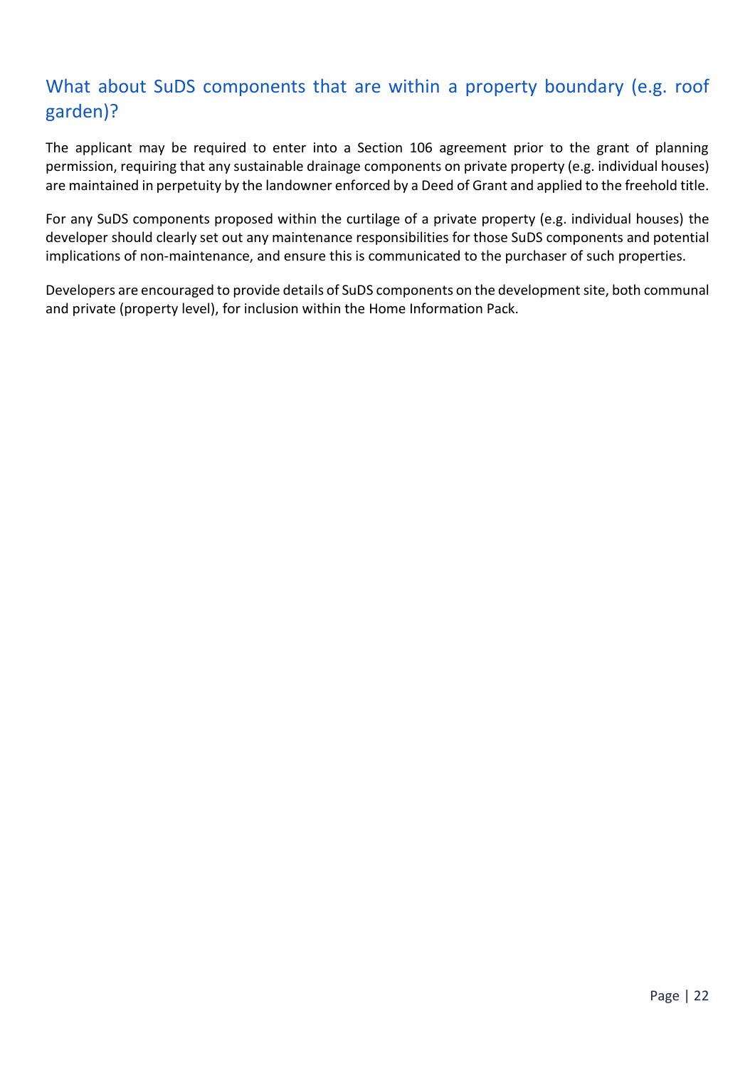## What about SuDS components that are within a property boundary (e.g. roof garden)?

The applicant may be required to enter into a Section 106 agreement prior to the grant of planning permission, requiring that any sustainable drainage components on private property (e.g. individual houses) are maintained in perpetuity by the landowner enforced by a Deed of Grant and applied to the freehold title.

For any SuDS components proposed within the curtilage of a private property (e.g. individual houses) the developer should clearly set out any maintenance responsibilities for those SuDS components and potential implications of non-maintenance, and ensure this is communicated to the purchaser of such properties.

Developers are encouraged to provide details of SuDS components on the development site, both communal and private (property level), for inclusion within the Home Information Pack.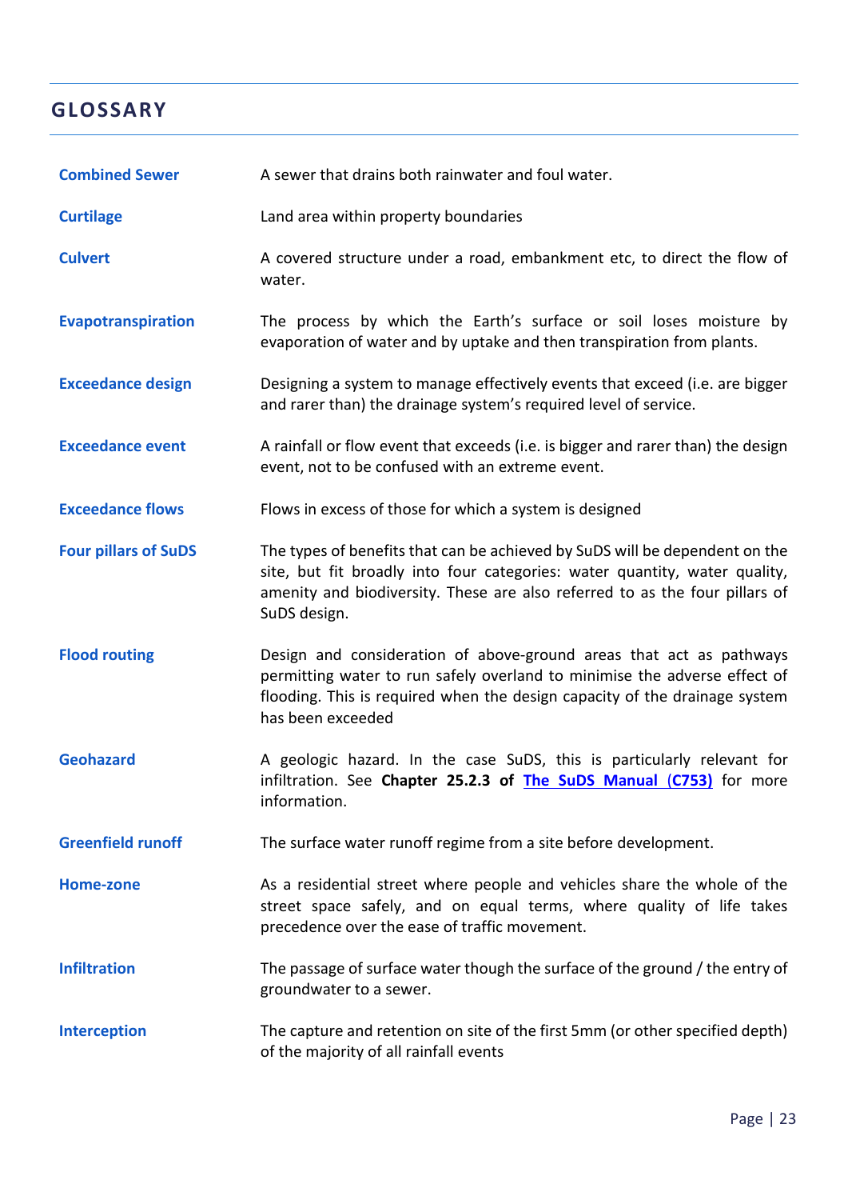## GLOSSARY

| | |
|---|---|
| **Combined Sewer** | A sewer that drains both rainwater and foul water. |
| **Curtilage** | Land area within property boundaries |
| **Culvert** | A covered structure under a road, embankment etc, to direct the flow of water. |
| **Evapotranspiration** | The process by which the Earth's surface or soil loses moisture by evaporation of water and by uptake and then transpiration from plants. |
| **Exceedance design** | Designing a system to manage effectively events that exceed (i.e. are bigger and rarer than) the drainage system's required level of service. |
| **Exceedance event** | A rainfall or flow event that exceeds (i.e. is bigger and rarer than) the design event, not to be confused with an extreme event. |
| **Exceedance flows** | Flows in excess of those for which a system is designed |
| **Four pillars of SuDS** | The types of benefits that can be achieved by SuDS will be dependent on the site, but fit broadly into four categories: water quantity, water quality, amenity and biodiversity. These are also referred to as the four pillars of SuDS design. |
| **Flood routing** | Design and consideration of above-ground areas that act as pathways permitting water to run safely overland to minimise the adverse effect of flooding. This is required when the design capacity of the drainage system has been exceeded |
| **Geohazard** | A geologic hazard. In the case SuDS, this is particularly relevant for infiltration. See **Chapter 25.2.3 of The SuDS Manual (C753)** for more information. |
| **Greenfield runoff** | The surface water runoff regime from a site before development. |
| **Home-zone** | As a residential street where people and vehicles share the whole of the street space safely, and on equal terms, where quality of life takes precedence over the ease of traffic movement. |
| **Infiltration** | The passage of surface water though the surface of the ground / the entry of groundwater to a sewer. |
| **Interception** | The capture and retention on site of the first 5mm (or other specified depth) of the majority of all rainfall events |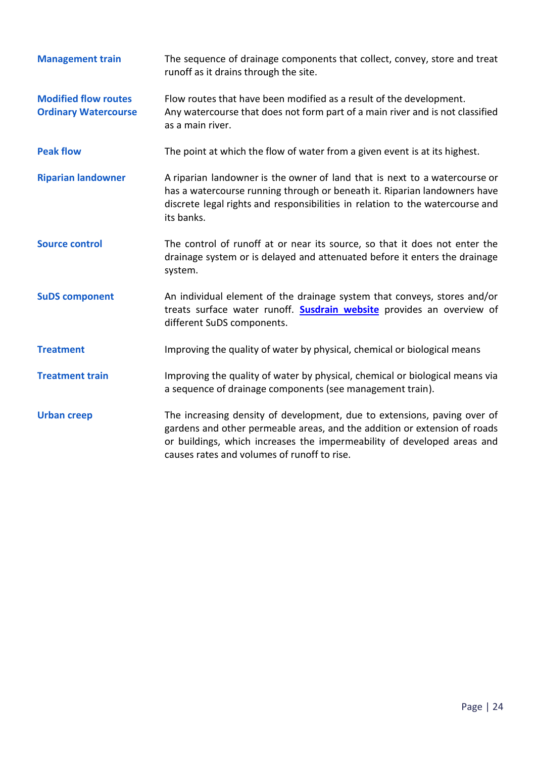| | |
|---|---|
| **Management train** | The sequence of drainage components that collect, convey, store and treat runoff as it drains through the site. |
| **Modified flow routes** | Flow routes that have been modified as a result of the development. |
| **Ordinary Watercourse** | Any watercourse that does not form part of a main river and is not classified as a main river. |
| **Peak flow** | The point at which the flow of water from a given event is at its highest. |
| **Riparian landowner** | A riparian landowner is the owner of land that is next to a watercourse or has a watercourse running through or beneath it. Riparian landowners have discrete legal rights and responsibilities in relation to the watercourse and its banks. |
| **Source control** | The control of runoff at or near its source, so that it does not enter the drainage system or is delayed and attenuated before it enters the drainage system. |
| **SuDS component** | An individual element of the drainage system that conveys, stores and/or treats surface water runoff. **Susdrain website** provides an overview of different SuDS components. |
| **Treatment** | Improving the quality of water by physical, chemical or biological means |
| **Treatment train** | Improving the quality of water by physical, chemical or biological means via a sequence of drainage components (see management train). |
| **Urban creep** | The increasing density of development, due to extensions, paving over of gardens and other permeable areas, and the addition or extension of roads or buildings, which increases the impermeability of developed areas and causes rates and volumes of runoff to rise. |